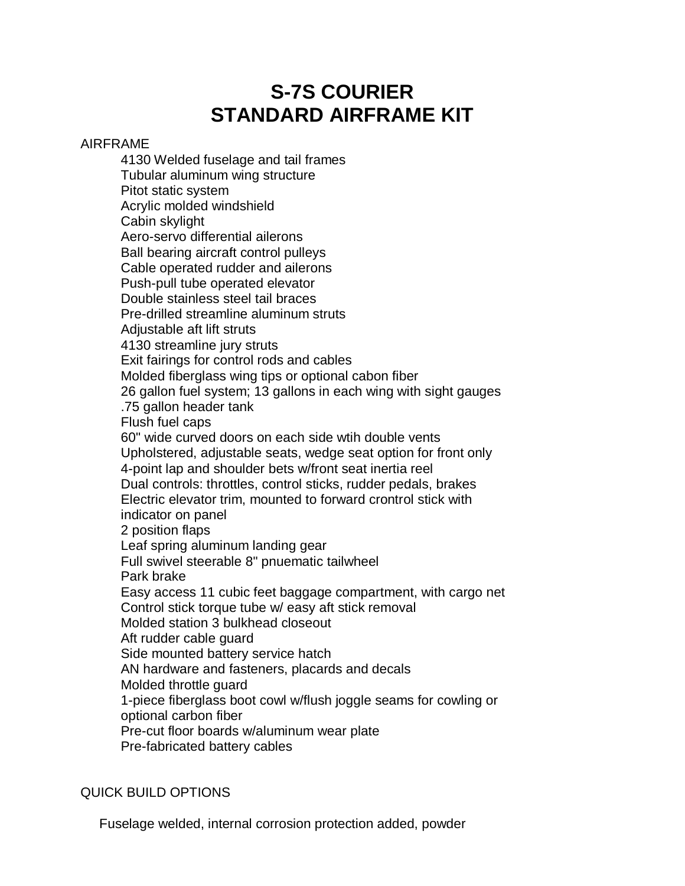# S-7S COURIER
# STANDARD AIRFRAME KIT

AIRFRAME

- 4130 Welded fuselage and tail frames
- Tubular aluminum wing structure
- Pitot static system
- Acrylic molded windshield
- Cabin skylight
- Aero-servo differential ailerons
- Ball bearing aircraft control pulleys
- Cable operated rudder and ailerons
- Push-pull tube operated elevator
- Double stainless steel tail braces
- Pre-drilled streamline aluminum struts
- Adjustable aft lift struts
- 4130 streamline jury struts
- Exit fairings for control rods and cables
- Molded fiberglass wing tips or optional cabon fiber
- 26 gallon fuel system; 13 gallons in each wing with sight gauges
- .75 gallon header tank
- Flush fuel caps
- 60" wide curved doors on each side wtih double vents
- Upholstered, adjustable seats, wedge seat option for front only
- 4-point lap and shoulder bets w/front seat inertia reel
- Dual controls: throttles, control sticks, rudder pedals, brakes
- Electric elevator trim, mounted to forward crontrol stick with indicator on panel
- 2 position flaps
- Leaf spring aluminum landing gear
- Full swivel steerable 8" pnuematic tailwheel
- Park brake
- Easy access 11 cubic feet baggage compartment, with cargo net
- Control stick torque tube w/ easy aft stick removal
- Molded station 3 bulkhead closeout
- Aft rudder cable guard
- Side mounted battery service hatch
- AN hardware and fasteners, placards and decals
- Molded throttle guard
- 1-piece fiberglass boot cowl w/flush joggle seams for cowling or optional carbon fiber
- Pre-cut floor boards w/aluminum wear plate
- Pre-fabricated battery cables

QUICK BUILD OPTIONS

Fuselage welded, internal corrosion protection added, powder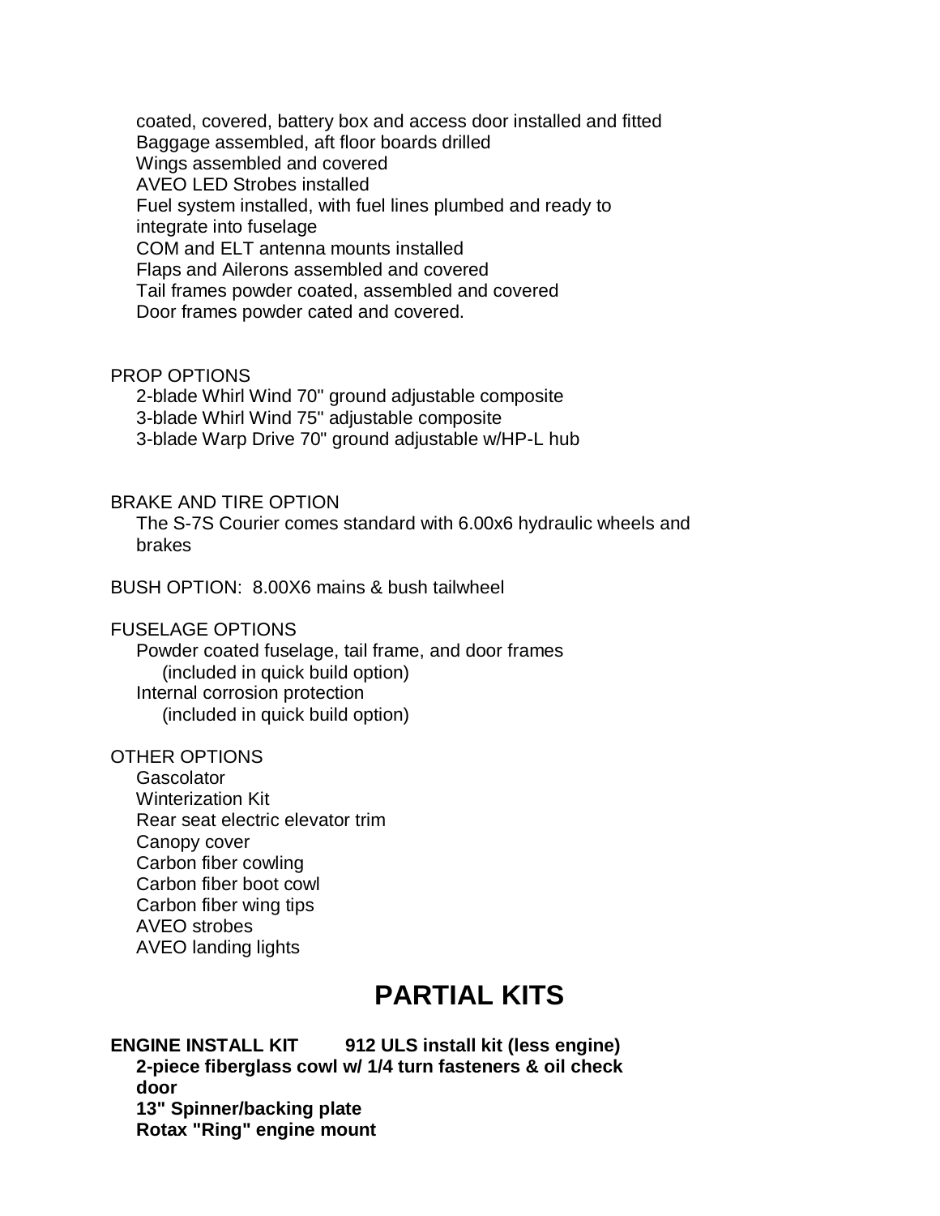coated, covered, battery box and access door installed and fitted
Baggage assembled, aft floor boards drilled
Wings assembled and covered
AVEO LED Strobes installed
Fuel system installed, with fuel lines plumbed and ready to integrate into fuselage
COM and ELT antenna mounts installed
Flaps and Ailerons assembled and covered
Tail frames powder coated, assembled and covered
Door frames powder cated and covered.

PROP OPTIONS
- 2-blade Whirl Wind 70" ground adjustable composite
- 3-blade Whirl Wind 75" adjustable composite
- 3-blade Warp Drive 70" ground adjustable w/HP-L hub

BRAKE AND TIRE OPTION
The S-7S Courier comes standard with 6.00x6 hydraulic wheels and brakes

BUSH OPTION: 8.00X6 mains & bush tailwheel

FUSELAGE OPTIONS
- Powder coated fuselage, tail frame, and door frames
  (included in quick build option)
- Internal corrosion protection
  (included in quick build option)

OTHER OPTIONS
- Gascolator
- Winterization Kit
- Rear seat electric elevator trim
- Canopy cover
- Carbon fiber cowling
- Carbon fiber boot cowl
- Carbon fiber wing tips
- AVEO strobes
- AVEO landing lights

# PARTIAL KITS

**ENGINE INSTALL KIT     912 ULS install kit (less engine)**
**2-piece fiberglass cowl w/ 1/4 turn fasteners & oil check door**
**13" Spinner/backing plate**
**Rotax "Ring" engine mount**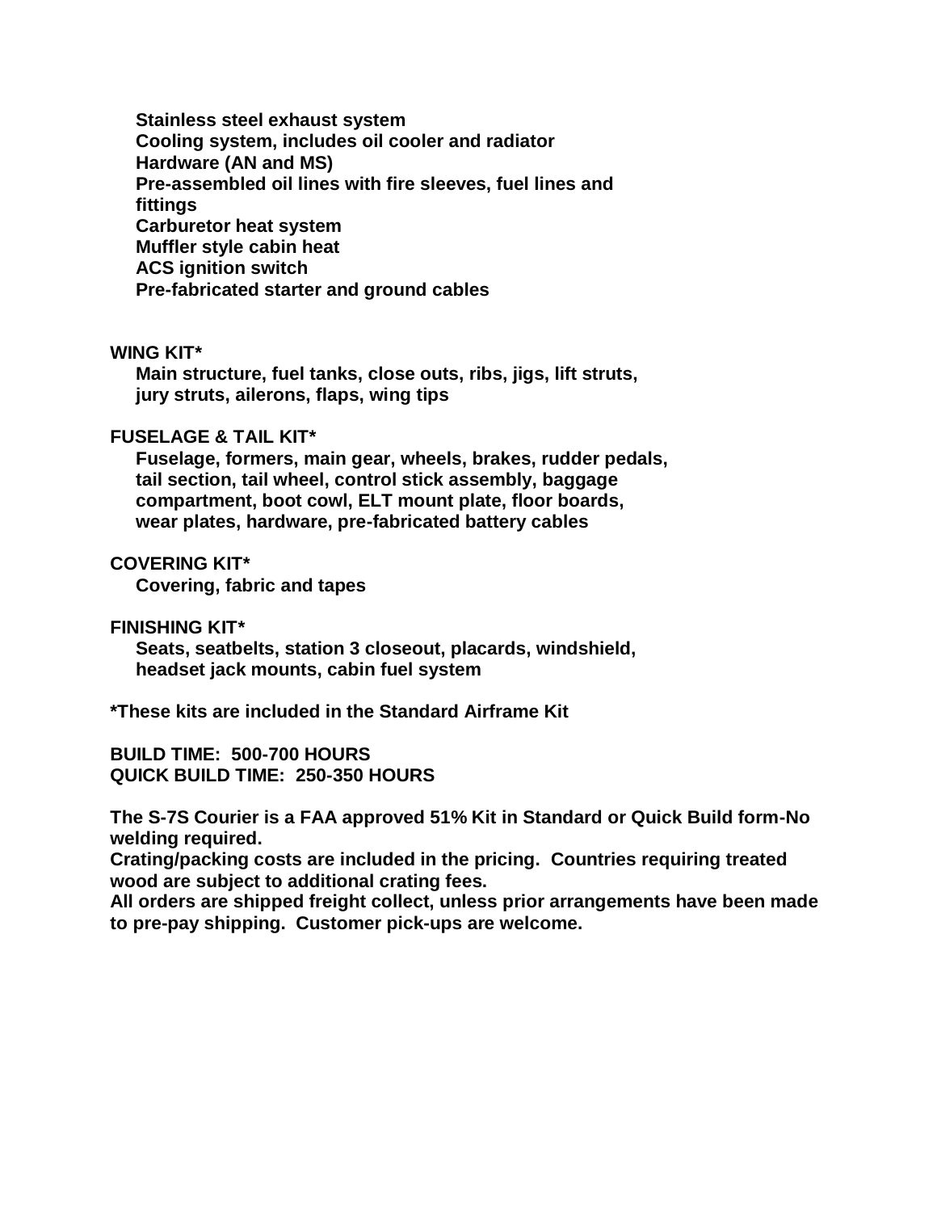**Stainless steel exhaust system**
**Cooling system, includes oil cooler and radiator**
**Hardware (AN and MS)**
**Pre-assembled oil lines with fire sleeves, fuel lines and fittings**
**Carburetor heat system**
**Muffler style cabin heat**
**ACS ignition switch**
**Pre-fabricated starter and ground cables**

**WING KIT***

**Main structure, fuel tanks, close outs, ribs, jigs, lift struts, jury struts, ailerons, flaps, wing tips**

**FUSELAGE & TAIL KIT***

**Fuselage, formers, main gear, wheels, brakes, rudder pedals, tail section, tail wheel, control stick assembly, baggage compartment, boot cowl, ELT mount plate, floor boards, wear plates, hardware, pre-fabricated battery cables**

**COVERING KIT***

**Covering, fabric and tapes**

**FINISHING KIT***

**Seats, seatbelts, station 3 closeout, placards, windshield, headset jack mounts, cabin fuel system**

***These kits are included in the Standard Airframe Kit**

**BUILD TIME: 500-700 HOURS**
**QUICK BUILD TIME: 250-350 HOURS**

**The S-7S Courier is a FAA approved 51% Kit in Standard or Quick Build form-No welding required.**
**Crating/packing costs are included in the pricing. Countries requiring treated wood are subject to additional crating fees.**
**All orders are shipped freight collect, unless prior arrangements have been made to pre-pay shipping. Customer pick-ups are welcome.**